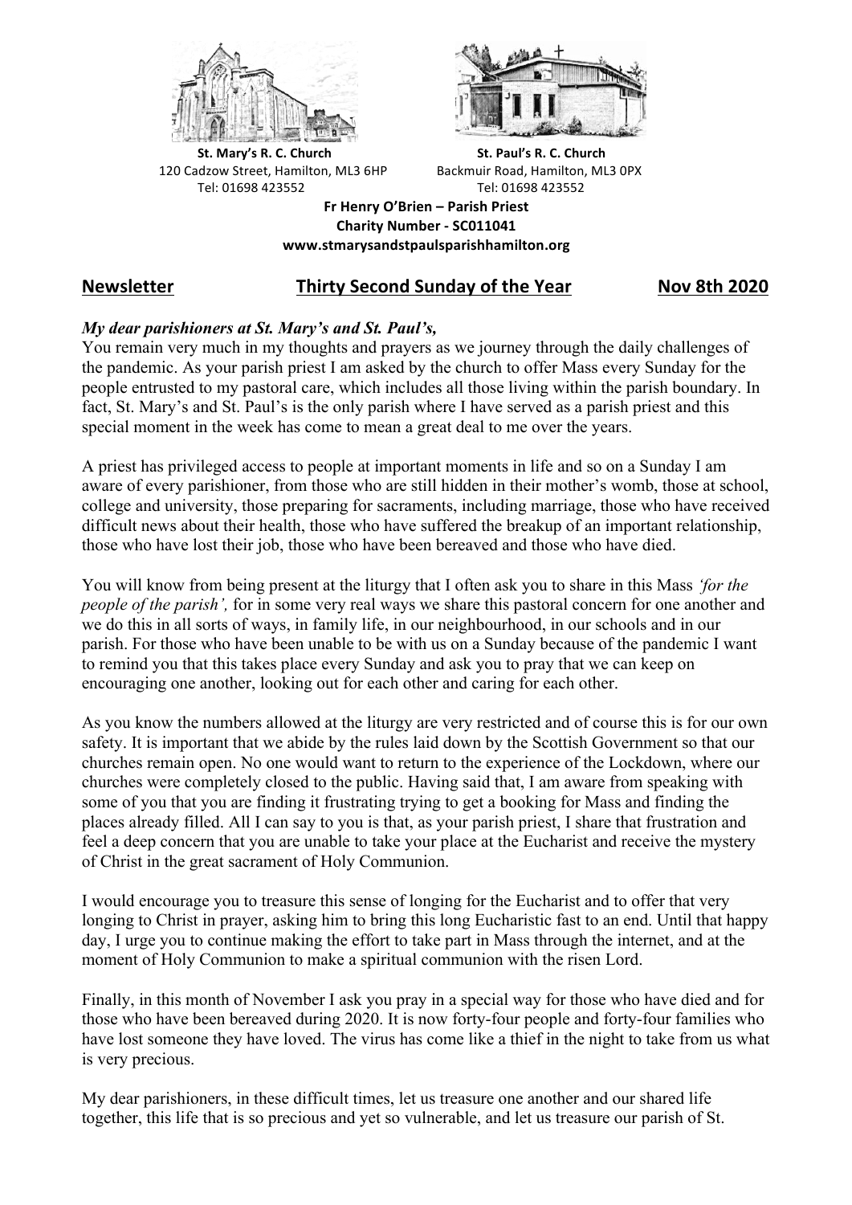**St. Mary's R. C. Church**
120 Cadzow Street, Hamilton, ML3 6HP
Tel: 01698 423552

**St. Paul's R. C. Church**
Backmuir Road, Hamilton, ML3 0PX
Tel: 01698 423552

**Fr Henry O'Brien – Parish Priest**
**Charity Number - SC011041**
**www.stmarysandstpaulsparishhamilton.org**

## Newsletter — Thirty Second Sunday of the Year — Nov 8th 2020

***My dear parishioners at St. Mary's and St. Paul's,***

You remain very much in my thoughts and prayers as we journey through the daily challenges of the pandemic. As your parish priest I am asked by the church to offer Mass every Sunday for the people entrusted to my pastoral care, which includes all those living within the parish boundary. In fact, St. Mary's and St. Paul's is the only parish where I have served as a parish priest and this special moment in the week has come to mean a great deal to me over the years.

A priest has privileged access to people at important moments in life and so on a Sunday I am aware of every parishioner, from those who are still hidden in their mother's womb, those at school, college and university, those preparing for sacraments, including marriage, those who have received difficult news about their health, those who have suffered the breakup of an important relationship, those who have lost their job, those who have been bereaved and those who have died.

You will know from being present at the liturgy that I often ask you to share in this Mass *'for the people of the parish',* for in some very real ways we share this pastoral concern for one another and we do this in all sorts of ways, in family life, in our neighbourhood, in our schools and in our parish. For those who have been unable to be with us on a Sunday because of the pandemic I want to remind you that this takes place every Sunday and ask you to pray that we can keep on encouraging one another, looking out for each other and caring for each other.

As you know the numbers allowed at the liturgy are very restricted and of course this is for our own safety. It is important that we abide by the rules laid down by the Scottish Government so that our churches remain open. No one would want to return to the experience of the Lockdown, where our churches were completely closed to the public. Having said that, I am aware from speaking with some of you that you are finding it frustrating trying to get a booking for Mass and finding the places already filled. All I can say to you is that, as your parish priest, I share that frustration and feel a deep concern that you are unable to take your place at the Eucharist and receive the mystery of Christ in the great sacrament of Holy Communion.

I would encourage you to treasure this sense of longing for the Eucharist and to offer that very longing to Christ in prayer, asking him to bring this long Eucharistic fast to an end. Until that happy day, I urge you to continue making the effort to take part in Mass through the internet, and at the moment of Holy Communion to make a spiritual communion with the risen Lord.

Finally, in this month of November I ask you pray in a special way for those who have died and for those who have been bereaved during 2020. It is now forty-four people and forty-four families who have lost someone they have loved. The virus has come like a thief in the night to take from us what is very precious.

My dear parishioners, in these difficult times, let us treasure one another and our shared life together, this life that is so precious and yet so vulnerable, and let us treasure our parish of St.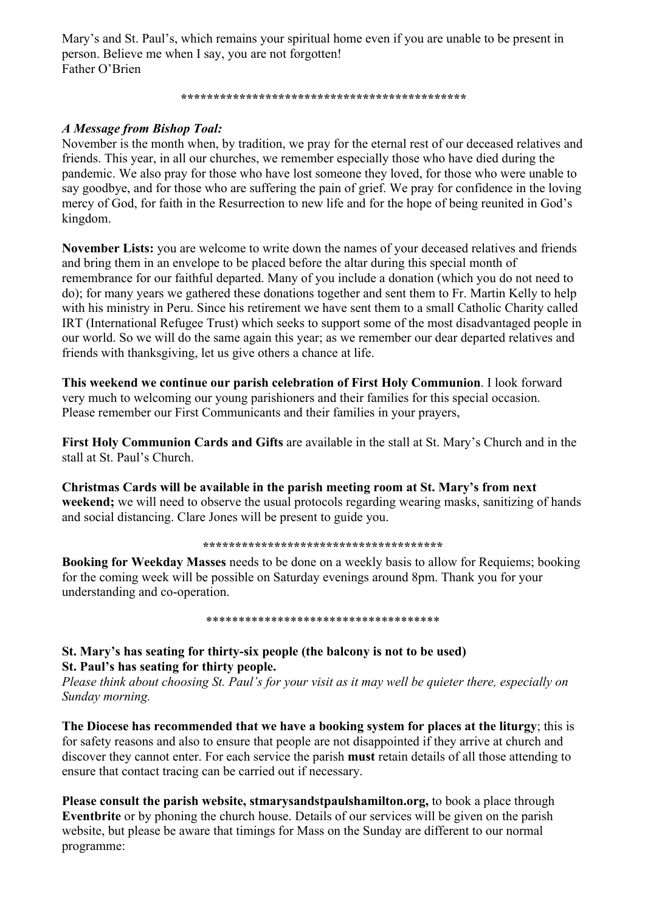Mary's and St. Paul's, which remains your spiritual home even if you are unable to be present in person. Believe me when I say, you are not forgotten!
Father O'Brien

*******************************************

***A Message from Bishop Toal:***
November is the month when, by tradition, we pray for the eternal rest of our deceased relatives and friends. This year, in all our churches, we remember especially those who have died during the pandemic. We also pray for those who have lost someone they loved, for those who were unable to say goodbye, and for those who are suffering the pain of grief. We pray for confidence in the loving mercy of God, for faith in the Resurrection to new life and for the hope of being reunited in God's kingdom.

**November Lists:** you are welcome to write down the names of your deceased relatives and friends and bring them in an envelope to be placed before the altar during this special month of remembrance for our faithful departed. Many of you include a donation (which you do not need to do); for many years we gathered these donations together and sent them to Fr. Martin Kelly to help with his ministry in Peru. Since his retirement we have sent them to a small Catholic Charity called IRT (International Refugee Trust) which seeks to support some of the most disadvantaged people in our world. So we will do the same again this year; as we remember our dear departed relatives and friends with thanksgiving, let us give others a chance at life.

**This weekend we continue our parish celebration of First Holy Communion**. I look forward very much to welcoming our young parishioners and their families for this special occasion. Please remember our First Communicants and their families in your prayers,

**First Holy Communion Cards and Gifts** are available in the stall at St. Mary's Church and in the stall at St. Paul's Church.

**Christmas Cards will be available in the parish meeting room at St. Mary's from next weekend;** we will need to observe the usual protocols regarding wearing masks, sanitizing of hands and social distancing. Clare Jones will be present to guide you.

*************************************

**Booking for Weekday Masses** needs to be done on a weekly basis to allow for Requiems; booking for the coming week will be possible on Saturday evenings around 8pm. Thank you for your understanding and co-operation.

************************************

**St. Mary's has seating for thirty-six people (the balcony is not to be used)**
**St. Paul's has seating for thirty people.**
*Please think about choosing St. Paul's for your visit as it may well be quieter there, especially on Sunday morning.*

**The Diocese has recommended that we have a booking system for places at the liturgy**; this is for safety reasons and also to ensure that people are not disappointed if they arrive at church and discover they cannot enter. For each service the parish **must** retain details of all those attending to ensure that contact tracing can be carried out if necessary.

**Please consult the parish website, stmarysandstpaulshamilton.org,** to book a place through **Eventbrite** or by phoning the church house. Details of our services will be given on the parish website, but please be aware that timings for Mass on the Sunday are different to our normal programme: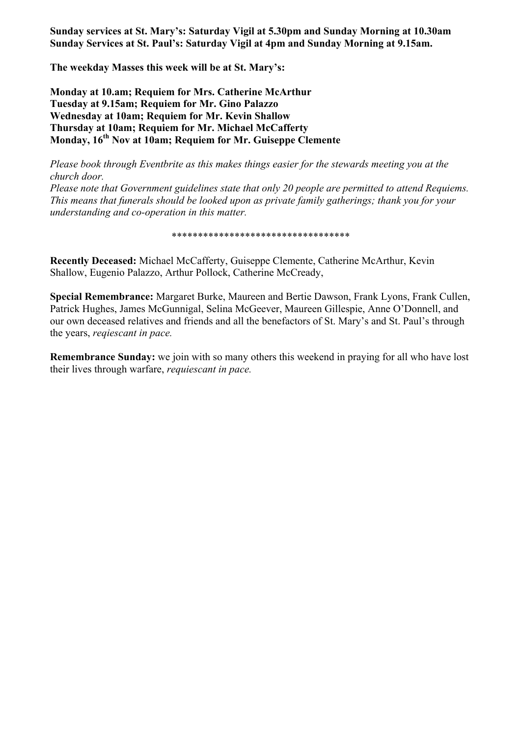**Sunday services at St. Mary's: Saturday Vigil at 5.30pm and Sunday Morning at 10.30am**
**Sunday Services at St. Paul's: Saturday Vigil at 4pm and Sunday Morning at 9.15am.**

**The weekday Masses this week will be at St. Mary's:**

**Monday at 10.am; Requiem for Mrs. Catherine McArthur**
**Tuesday at 9.15am; Requiem for Mr. Gino Palazzo**
**Wednesday at 10am; Requiem for Mr. Kevin Shallow**
**Thursday at 10am; Requiem for Mr. Michael McCafferty**
**Monday, 16th Nov at 10am; Requiem for Mr. Guiseppe Clemente**

*Please book through Eventbrite as this makes things easier for the stewards meeting you at the church door.*
*Please note that Government guidelines state that only 20 people are permitted to attend Requiems. This means that funerals should be looked upon as private family gatherings; thank you for your understanding and co-operation in this matter.*

**********************************

**Recently Deceased:** Michael McCafferty, Guiseppe Clemente, Catherine McArthur, Kevin Shallow, Eugenio Palazzo, Arthur Pollock, Catherine McCready,

**Special Remembrance:** Margaret Burke, Maureen and Bertie Dawson, Frank Lyons, Frank Cullen, Patrick Hughes, James McGunnigal, Selina McGeever, Maureen Gillespie, Anne O'Donnell, and our own deceased relatives and friends and all the benefactors of St. Mary's and St. Paul's through the years, *reqiescant in pace.*

**Remembrance Sunday:** we join with so many others this weekend in praying for all who have lost their lives through warfare, *requiescant in pace.*